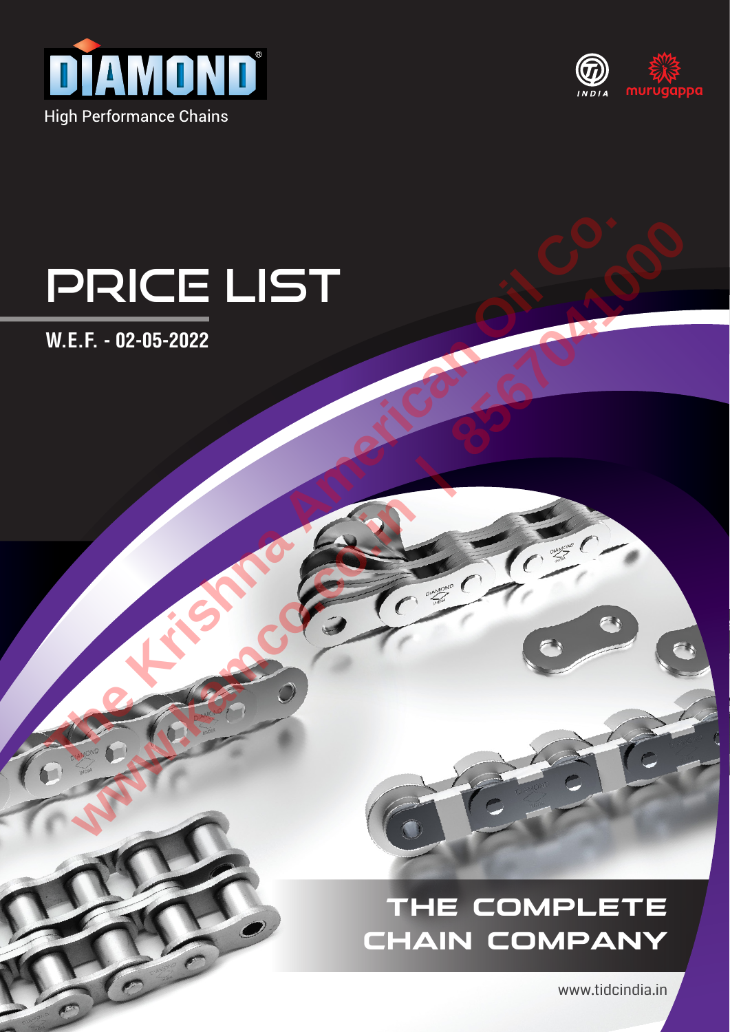DIAMOND®

High Performance Chains

INDIA murugappa

# PRICE LIST

**W.E.F. - 02-05-2022**

The Krishna American Oil Co.
www.kamco.co.in | 8567041000

## THE COMPLETE CHAIN COMPANY

www.tidcindia.in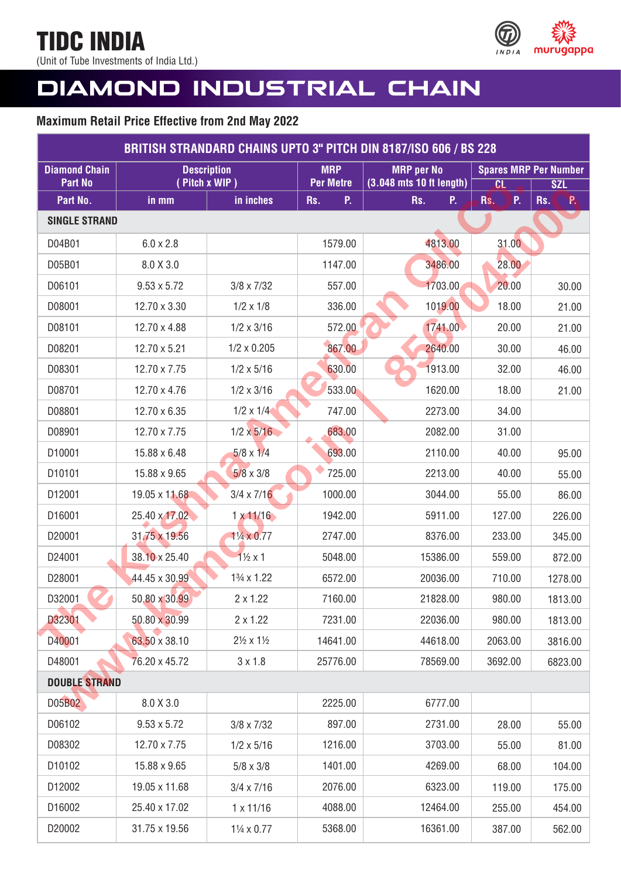# TIDC INDIA

(Unit of Tube Investments of India Ltd.)

## DIAMOND INDUSTRIAL CHAIN

**Maximum Retail Price Effective from 2nd May 2022**

| BRITISH STRANDARD CHAINS UPTO 3" PITCH DIN 8187/ISO 606 / BS 228 | | | | | | |
|---|---|---|---|---|---|---|
| Diamond Chain Part No | Description ( Pitch x WIP ) | | MRP Per Metre | MRP per No (3.048 mts 10 ft length) | Spares MRP Per Number | |
| | | | | | CL | SZL |
| Part No. | in mm | in inches | Rs. P. | Rs. P. | Rs. P. | Rs. P. |
| **SINGLE STRAND** | | | | | | |
| D04B01 | 6.0 x 2.8 | | 1579.00 | 4813.00 | 31.00 | |
| D05B01 | 8.0 X 3.0 | | 1147.00 | 3486.00 | 28.00 | |
| D06101 | 9.53 x 5.72 | 3/8 x 7/32 | 557.00 | 1703.00 | 20.00 | 30.00 |
| D08001 | 12.70 x 3.30 | 1/2 x 1/8 | 336.00 | 1019.00 | 18.00 | 21.00 |
| D08101 | 12.70 x 4.88 | 1/2 x 3/16 | 572.00 | 1741.00 | 20.00 | 21.00 |
| D08201 | 12.70 x 5.21 | 1/2 x 0.205 | 867.00 | 2640.00 | 30.00 | 46.00 |
| D08301 | 12.70 x 7.75 | 1/2 x 5/16 | 630.00 | 1913.00 | 32.00 | 46.00 |
| D08701 | 12.70 x 4.76 | 1/2 x 3/16 | 533.00 | 1620.00 | 18.00 | 21.00 |
| D08801 | 12.70 x 6.35 | 1/2 x 1/4 | 747.00 | 2273.00 | 34.00 | |
| D08901 | 12.70 x 7.75 | 1/2 x 5/16 | 683.00 | 2082.00 | 31.00 | |
| D10001 | 15.88 x 6.48 | 5/8 x 1/4 | 693.00 | 2110.00 | 40.00 | 95.00 |
| D10101 | 15.88 x 9.65 | 5/8 x 3/8 | 725.00 | 2213.00 | 40.00 | 55.00 |
| D12001 | 19.05 x 11.68 | 3/4 x 7/16 | 1000.00 | 3044.00 | 55.00 | 86.00 |
| D16001 | 25.40 x 17.02 | 1 x 11/16 | 1942.00 | 5911.00 | 127.00 | 226.00 |
| D20001 | 31.75 x 19.56 | 1¼ x 0.77 | 2747.00 | 8376.00 | 233.00 | 345.00 |
| D24001 | 38.10 x 25.40 | 1½ x 1 | 5048.00 | 15386.00 | 559.00 | 872.00 |
| D28001 | 44.45 x 30.99 | 1¾ x 1.22 | 6572.00 | 20036.00 | 710.00 | 1278.00 |
| D32001 | 50.80 x 30.99 | 2 x 1.22 | 7160.00 | 21828.00 | 980.00 | 1813.00 |
| D32301 | 50.80 x 30.99 | 2 x 1.22 | 7231.00 | 22036.00 | 980.00 | 1813.00 |
| D40001 | 63.50 x 38.10 | 2½ x 1½ | 14641.00 | 44618.00 | 2063.00 | 3816.00 |
| D48001 | 76.20 x 45.72 | 3 x 1.8 | 25776.00 | 78569.00 | 3692.00 | 6823.00 |
| **DOUBLE STRAND** | | | | | | |
| D05B02 | 8.0 X 3.0 | | 2225.00 | 6777.00 | | |
| D06102 | 9.53 x 5.72 | 3/8 x 7/32 | 897.00 | 2731.00 | 28.00 | 55.00 |
| D08302 | 12.70 x 7.75 | 1/2 x 5/16 | 1216.00 | 3703.00 | 55.00 | 81.00 |
| D10102 | 15.88 x 9.65 | 5/8 x 3/8 | 1401.00 | 4269.00 | 68.00 | 104.00 |
| D12002 | 19.05 x 11.68 | 3/4 x 7/16 | 2076.00 | 6323.00 | 119.00 | 175.00 |
| D16002 | 25.40 x 17.02 | 1 x 11/16 | 4088.00 | 12464.00 | 255.00 | 454.00 |
| D20002 | 31.75 x 19.56 | 1¼ x 0.77 | 5368.00 | 16361.00 | 387.00 | 562.00 |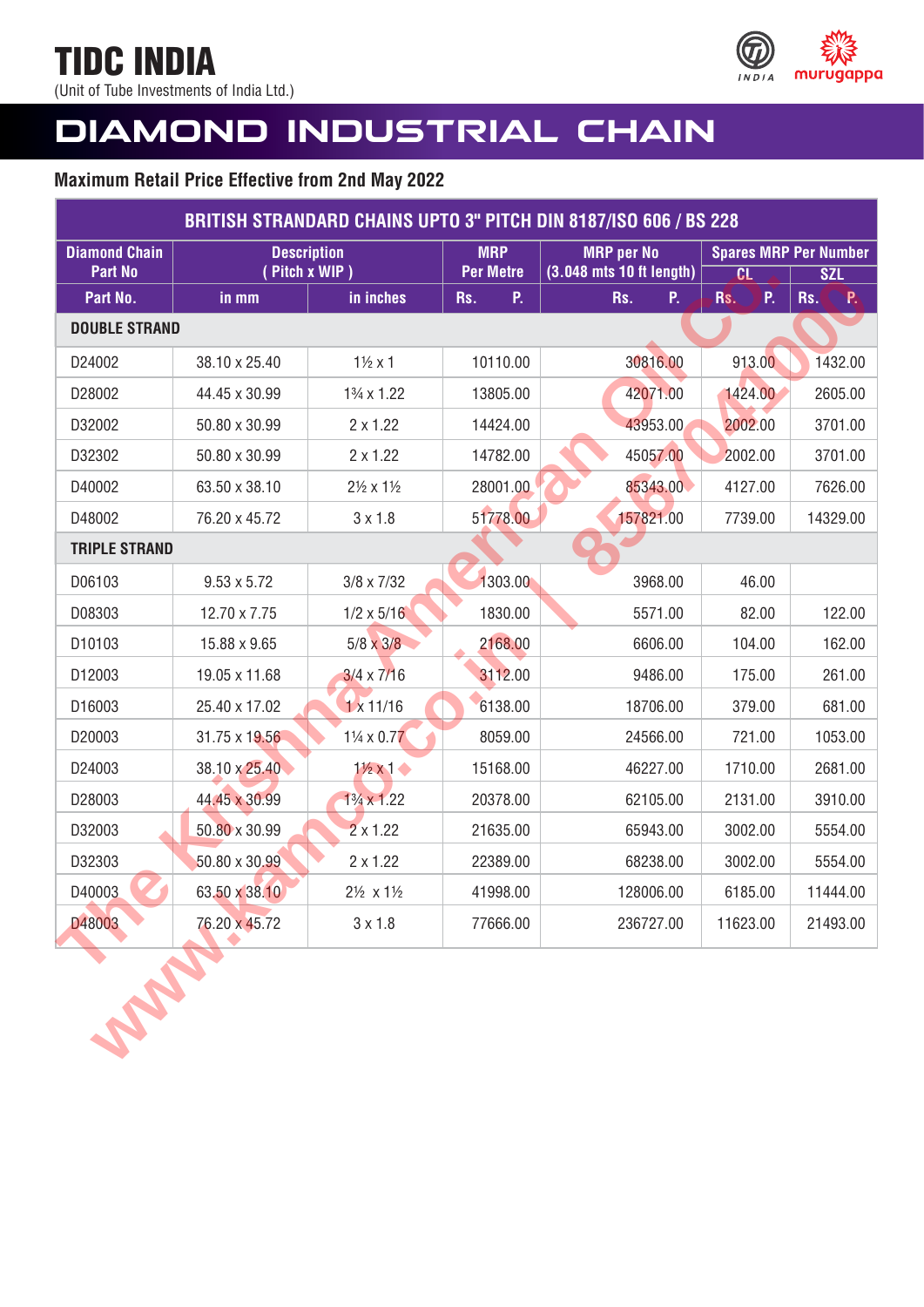# TIDC INDIA

(Unit of Tube Investments of India Ltd.)

# DIAMOND INDUSTRIAL CHAIN

**Maximum Retail Price Effective from 2nd May 2022**

| BRITISH STRANDARD CHAINS UPTO 3" PITCH DIN 8187/ISO 606 / BS 228 | | | | | | |
|---|---|---|---|---|---|---|
| Diamond Chain Part No | Description ( Pitch x WIP ) | | MRP Per Metre | MRP per No (3.048 mts 10 ft length) | Spares MRP Per Number | |
| | | | | | CL | SZL |
| Part No. | in mm | in inches | Rs. P. | Rs. P. | Rs. P. | Rs. P. |
| **DOUBLE STRAND** | | | | | | |
| D24002 | 38.10 x 25.40 | 1½ x 1 | 10110.00 | 30816.00 | 913.00 | 1432.00 |
| D28002 | 44.45 x 30.99 | 1¾ x 1.22 | 13805.00 | 42071.00 | 1424.00 | 2605.00 |
| D32002 | 50.80 x 30.99 | 2 x 1.22 | 14424.00 | 43953.00 | 2002.00 | 3701.00 |
| D32302 | 50.80 x 30.99 | 2 x 1.22 | 14782.00 | 45057.00 | 2002.00 | 3701.00 |
| D40002 | 63.50 x 38.10 | 2½ x 1½ | 28001.00 | 85343.00 | 4127.00 | 7626.00 |
| D48002 | 76.20 x 45.72 | 3 x 1.8 | 51778.00 | 157821.00 | 7739.00 | 14329.00 |
| **TRIPLE STRAND** | | | | | | |
| D06103 | 9.53 x 5.72 | 3/8 x 7/32 | 1303.00 | 3968.00 | 46.00 | |
| D08303 | 12.70 x 7.75 | 1/2 x 5/16 | 1830.00 | 5571.00 | 82.00 | 122.00 |
| D10103 | 15.88 x 9.65 | 5/8 x 3/8 | 2168.00 | 6606.00 | 104.00 | 162.00 |
| D12003 | 19.05 x 11.68 | 3/4 x 7/16 | 3112.00 | 9486.00 | 175.00 | 261.00 |
| D16003 | 25.40 x 17.02 | 1 x 11/16 | 6138.00 | 18706.00 | 379.00 | 681.00 |
| D20003 | 31.75 x 19.56 | 1¼ x 0.77 | 8059.00 | 24566.00 | 721.00 | 1053.00 |
| D24003 | 38.10 x 25.40 | 1½ x 1 | 15168.00 | 46227.00 | 1710.00 | 2681.00 |
| D28003 | 44.45 x 30.99 | 1¾ x 1.22 | 20378.00 | 62105.00 | 2131.00 | 3910.00 |
| D32003 | 50.80 x 30.99 | 2 x 1.22 | 21635.00 | 65943.00 | 3002.00 | 5554.00 |
| D32303 | 50.80 x 30.99 | 2 x 1.22 | 22389.00 | 68238.00 | 3002.00 | 5554.00 |
| D40003 | 63.50 x 38.10 | 2½ x 1½ | 41998.00 | 128006.00 | 6185.00 | 11444.00 |
| D48003 | 76.20 x 45.72 | 3 x 1.8 | 77666.00 | 236727.00 | 11623.00 | 21493.00 |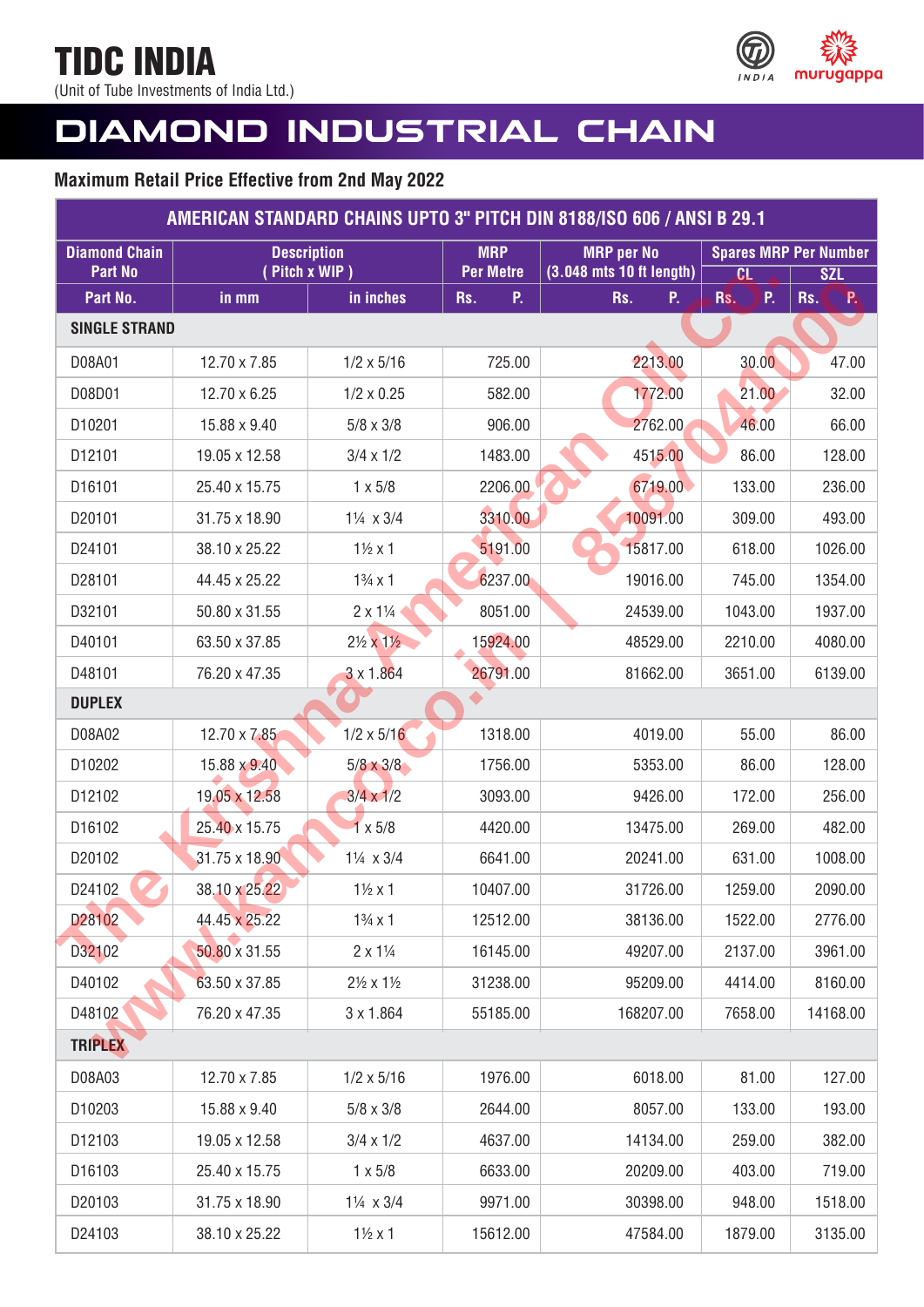# TIDC INDIA

(Unit of Tube Investments of India Ltd.)

# DIAMOND INDUSTRIAL CHAIN

**Maximum Retail Price Effective from 2nd May 2022**

| AMERICAN STANDARD CHAINS UPTO 3" PITCH DIN 8188/ISO 606 / ANSI B 29.1 | | | | | | |
|---|---|---|---|---|---|---|
| Diamond Chain Part No | Description ( Pitch x WIP ) | | MRP Per Metre | MRP per No (3.048 mts 10 ft length) | Spares MRP Per Number | |
| | | | | | CL | SZL |
| Part No. | in mm | in inches | Rs. P. | Rs. P. | Rs. P. | Rs. P. |
| **SINGLE STRAND** | | | | | | |
| D08A01 | 12.70 x 7.85 | 1/2 x 5/16 | 725.00 | 2213.00 | 30.00 | 47.00 |
| D08D01 | 12.70 x 6.25 | 1/2 x 0.25 | 582.00 | 1772.00 | 21.00 | 32.00 |
| D10201 | 15.88 x 9.40 | 5/8 x 3/8 | 906.00 | 2762.00 | 46.00 | 66.00 |
| D12101 | 19.05 x 12.58 | 3/4 x 1/2 | 1483.00 | 4515.00 | 86.00 | 128.00 |
| D16101 | 25.40 x 15.75 | 1 x 5/8 | 2206.00 | 6719.00 | 133.00 | 236.00 |
| D20101 | 31.75 x 18.90 | 1¼ x 3/4 | 3310.00 | 10091.00 | 309.00 | 493.00 |
| D24101 | 38.10 x 25.22 | 1½ x 1 | 5191.00 | 15817.00 | 618.00 | 1026.00 |
| D28101 | 44.45 x 25.22 | 1¾ x 1 | 6237.00 | 19016.00 | 745.00 | 1354.00 |
| D32101 | 50.80 x 31.55 | 2 x 1¼ | 8051.00 | 24539.00 | 1043.00 | 1937.00 |
| D40101 | 63.50 x 37.85 | 2½ x 1½ | 15924.00 | 48529.00 | 2210.00 | 4080.00 |
| D48101 | 76.20 x 47.35 | 3 x 1.864 | 26791.00 | 81662.00 | 3651.00 | 6139.00 |
| **DUPLEX** | | | | | | |
| D08A02 | 12.70 x 7.85 | 1/2 x 5/16 | 1318.00 | 4019.00 | 55.00 | 86.00 |
| D10202 | 15.88 x 9.40 | 5/8 x 3/8 | 1756.00 | 5353.00 | 86.00 | 128.00 |
| D12102 | 19.05 x 12.58 | 3/4 x 1/2 | 3093.00 | 9426.00 | 172.00 | 256.00 |
| D16102 | 25.40 x 15.75 | 1 x 5/8 | 4420.00 | 13475.00 | 269.00 | 482.00 |
| D20102 | 31.75 x 18.90 | 1¼ x 3/4 | 6641.00 | 20241.00 | 631.00 | 1008.00 |
| D24102 | 38.10 x 25.22 | 1½ x 1 | 10407.00 | 31726.00 | 1259.00 | 2090.00 |
| D28102 | 44.45 x 25.22 | 1¾ x 1 | 12512.00 | 38136.00 | 1522.00 | 2776.00 |
| D32102 | 50.80 x 31.55 | 2 x 1¼ | 16145.00 | 49207.00 | 2137.00 | 3961.00 |
| D40102 | 63.50 x 37.85 | 2½ x 1½ | 31238.00 | 95209.00 | 4414.00 | 8160.00 |
| D48102 | 76.20 x 47.35 | 3 x 1.864 | 55185.00 | 168207.00 | 7658.00 | 14168.00 |
| **TRIPLEX** | | | | | | |
| D08A03 | 12.70 x 7.85 | 1/2 x 5/16 | 1976.00 | 6018.00 | 81.00 | 127.00 |
| D10203 | 15.88 x 9.40 | 5/8 x 3/8 | 2644.00 | 8057.00 | 133.00 | 193.00 |
| D12103 | 19.05 x 12.58 | 3/4 x 1/2 | 4637.00 | 14134.00 | 259.00 | 382.00 |
| D16103 | 25.40 x 15.75 | 1 x 5/8 | 6633.00 | 20209.00 | 403.00 | 719.00 |
| D20103 | 31.75 x 18.90 | 1¼ x 3/4 | 9971.00 | 30398.00 | 948.00 | 1518.00 |
| D24103 | 38.10 x 25.22 | 1½ x 1 | 15612.00 | 47584.00 | 1879.00 | 3135.00 |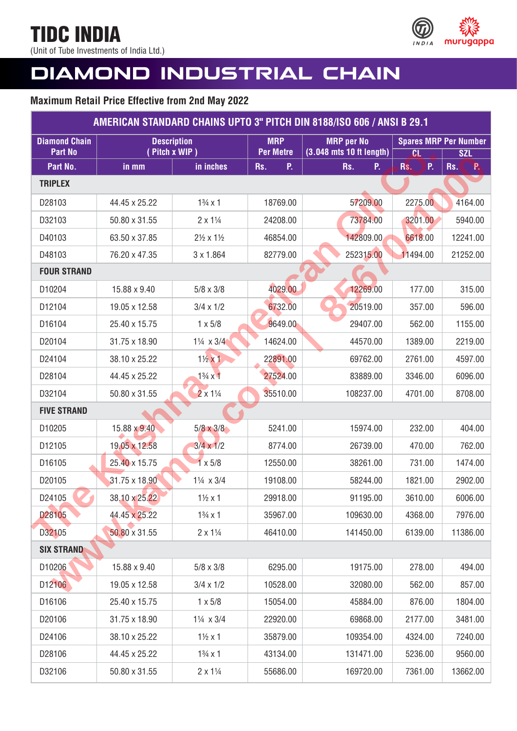# TIDC INDIA

(Unit of Tube Investments of India Ltd.)

# DIAMOND INDUSTRIAL CHAIN

**Maximum Retail Price Effective from 2nd May 2022**

| AMERICAN STANDARD CHAINS UPTO 3" PITCH DIN 8188/ISO 606 / ANSI B 29.1 | | | | | | |
|---|---|---|---|---|---|---|
| Diamond Chain Part No | Description ( Pitch x WIP ) | | MRP Per Metre | MRP per No (3.048 mts 10 ft length) | Spares MRP Per Number | |
| | | | | | CL | SZL |
| Part No. | in mm | in inches | Rs. P. | Rs. P. | Rs. P. | Rs. P. |
| **TRIPLEX** | | | | | | |
| D28103 | 44.45 x 25.22 | 1¾ x 1 | 18769.00 | 57209.00 | 2275.00 | 4164.00 |
| D32103 | 50.80 x 31.55 | 2 x 1¼ | 24208.00 | 73784.00 | 3201.00 | 5940.00 |
| D40103 | 63.50 x 37.85 | 2½ x 1½ | 46854.00 | 142809.00 | 6618.00 | 12241.00 |
| D48103 | 76.20 x 47.35 | 3 x 1.864 | 82779.00 | 252315.00 | 11494.00 | 21252.00 |
| **FOUR STRAND** | | | | | | |
| D10204 | 15.88 x 9.40 | 5/8 x 3/8 | 4029.00 | 12269.00 | 177.00 | 315.00 |
| D12104 | 19.05 x 12.58 | 3/4 x 1/2 | 6732.00 | 20519.00 | 357.00 | 596.00 |
| D16104 | 25.40 x 15.75 | 1 x 5/8 | 9649.00 | 29407.00 | 562.00 | 1155.00 |
| D20104 | 31.75 x 18.90 | 1¼ x 3/4 | 14624.00 | 44570.00 | 1389.00 | 2219.00 |
| D24104 | 38.10 x 25.22 | 1½ x 1 | 22891.00 | 69762.00 | 2761.00 | 4597.00 |
| D28104 | 44.45 x 25.22 | 1¾ x 1 | 27524.00 | 83889.00 | 3346.00 | 6096.00 |
| D32104 | 50.80 x 31.55 | 2 x 1¼ | 35510.00 | 108237.00 | 4701.00 | 8708.00 |
| **FIVE STRAND** | | | | | | |
| D10205 | 15.88 x 9.40 | 5/8 x 3/8 | 5241.00 | 15974.00 | 232.00 | 404.00 |
| D12105 | 19.05 x 12.58 | 3/4 x 1/2 | 8774.00 | 26739.00 | 470.00 | 762.00 |
| D16105 | 25.40 x 15.75 | 1 x 5/8 | 12550.00 | 38261.00 | 731.00 | 1474.00 |
| D20105 | 31.75 x 18.90 | 1¼ x 3/4 | 19108.00 | 58244.00 | 1821.00 | 2902.00 |
| D24105 | 38.10 x 25.22 | 1½ x 1 | 29918.00 | 91195.00 | 3610.00 | 6006.00 |
| D28105 | 44.45 x 25.22 | 1¾ x 1 | 35967.00 | 109630.00 | 4368.00 | 7976.00 |
| D32105 | 50.80 x 31.55 | 2 x 1¼ | 46410.00 | 141450.00 | 6139.00 | 11386.00 |
| **SIX STRAND** | | | | | | |
| D10206 | 15.88 x 9.40 | 5/8 x 3/8 | 6295.00 | 19175.00 | 278.00 | 494.00 |
| D12106 | 19.05 x 12.58 | 3/4 x 1/2 | 10528.00 | 32080.00 | 562.00 | 857.00 |
| D16106 | 25.40 x 15.75 | 1 x 5/8 | 15054.00 | 45884.00 | 876.00 | 1804.00 |
| D20106 | 31.75 x 18.90 | 1¼ x 3/4 | 22920.00 | 69868.00 | 2177.00 | 3481.00 |
| D24106 | 38.10 x 25.22 | 1½ x 1 | 35879.00 | 109354.00 | 4324.00 | 7240.00 |
| D28106 | 44.45 x 25.22 | 1¾ x 1 | 43134.00 | 131471.00 | 5236.00 | 9560.00 |
| D32106 | 50.80 x 31.55 | 2 x 1¼ | 55686.00 | 169720.00 | 7361.00 | 13662.00 |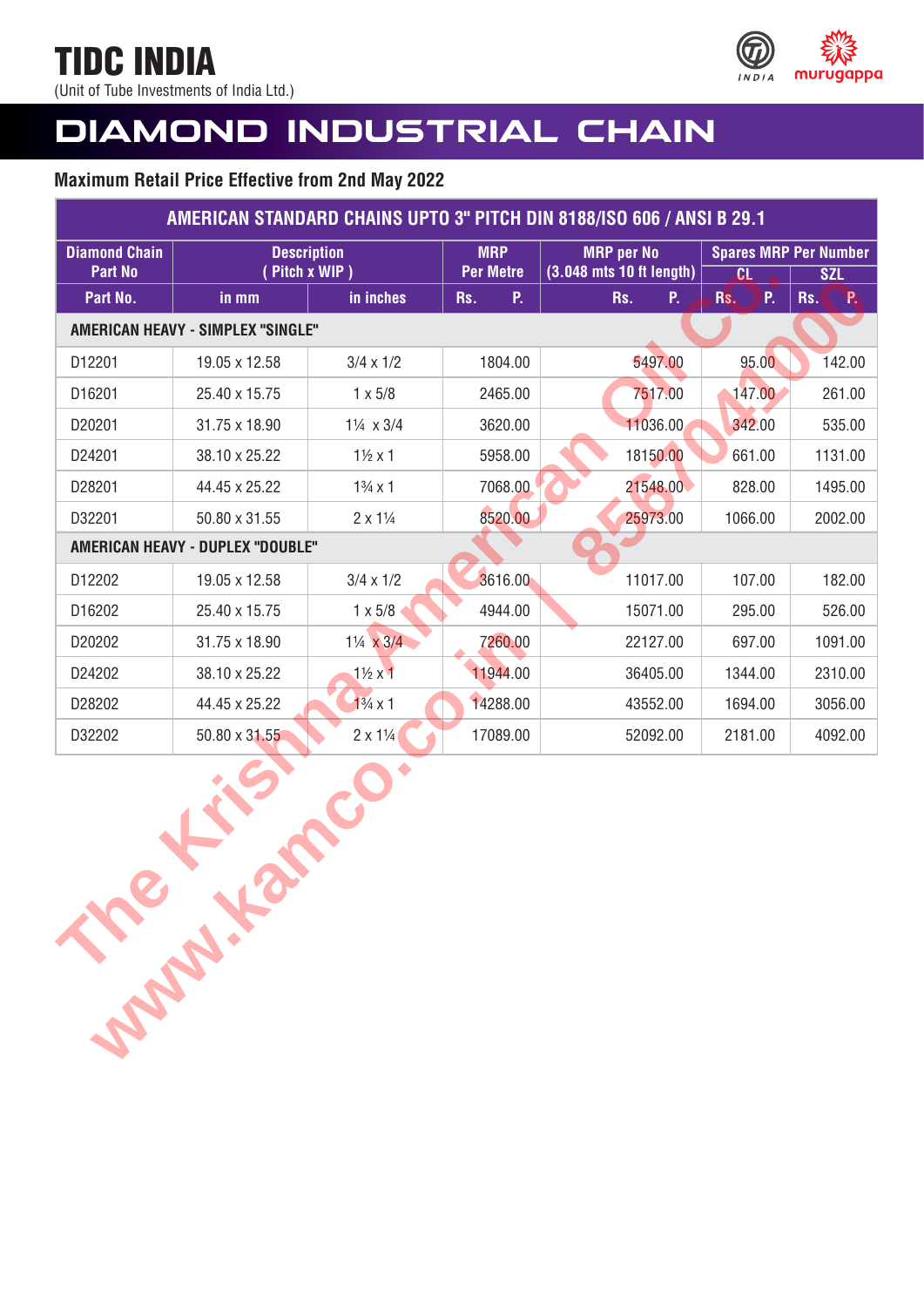# TIDC INDIA

(Unit of Tube Investments of India Ltd.)

# DIAMOND INDUSTRIAL CHAIN

**Maximum Retail Price Effective from 2nd May 2022**

| AMERICAN STANDARD CHAINS UPTO 3" PITCH DIN 8188/ISO 606 / ANSI B 29.1 | | | | | | |
|---|---|---|---|---|---|---|
| Diamond Chain Part No | Description ( Pitch x WIP ) | | MRP Per Metre | MRP per No (3.048 mts 10 ft length) | Spares MRP Per Number | |
| | | | | | CL | SZL |
| Part No. | in mm | in inches | Rs. P. | Rs. P. | Rs. P. | Rs. P. |
| **AMERICAN HEAVY - SIMPLEX "SINGLE"** | | | | | | |
| D12201 | 19.05 x 12.58 | 3/4 x 1/2 | 1804.00 | 5497.00 | 95.00 | 142.00 |
| D16201 | 25.40 x 15.75 | 1 x 5/8 | 2465.00 | 7517.00 | 147.00 | 261.00 |
| D20201 | 31.75 x 18.90 | 1¼ x 3/4 | 3620.00 | 11036.00 | 342.00 | 535.00 |
| D24201 | 38.10 x 25.22 | 1½ x 1 | 5958.00 | 18150.00 | 661.00 | 1131.00 |
| D28201 | 44.45 x 25.22 | 1¾ x 1 | 7068.00 | 21548.00 | 828.00 | 1495.00 |
| D32201 | 50.80 x 31.55 | 2 x 1¼ | 8520.00 | 25973.00 | 1066.00 | 2002.00 |
| **AMERICAN HEAVY - DUPLEX "DOUBLE"** | | | | | | |
| D12202 | 19.05 x 12.58 | 3/4 x 1/2 | 3616.00 | 11017.00 | 107.00 | 182.00 |
| D16202 | 25.40 x 15.75 | 1 x 5/8 | 4944.00 | 15071.00 | 295.00 | 526.00 |
| D20202 | 31.75 x 18.90 | 1¼ x 3/4 | 7260.00 | 22127.00 | 697.00 | 1091.00 |
| D24202 | 38.10 x 25.22 | 1½ x 1 | 11944.00 | 36405.00 | 1344.00 | 2310.00 |
| D28202 | 44.45 x 25.22 | 1¾ x 1 | 14288.00 | 43552.00 | 1694.00 | 3056.00 |
| D32202 | 50.80 x 31.55 | 2 x 1¼ | 17089.00 | 52092.00 | 2181.00 | 4092.00 |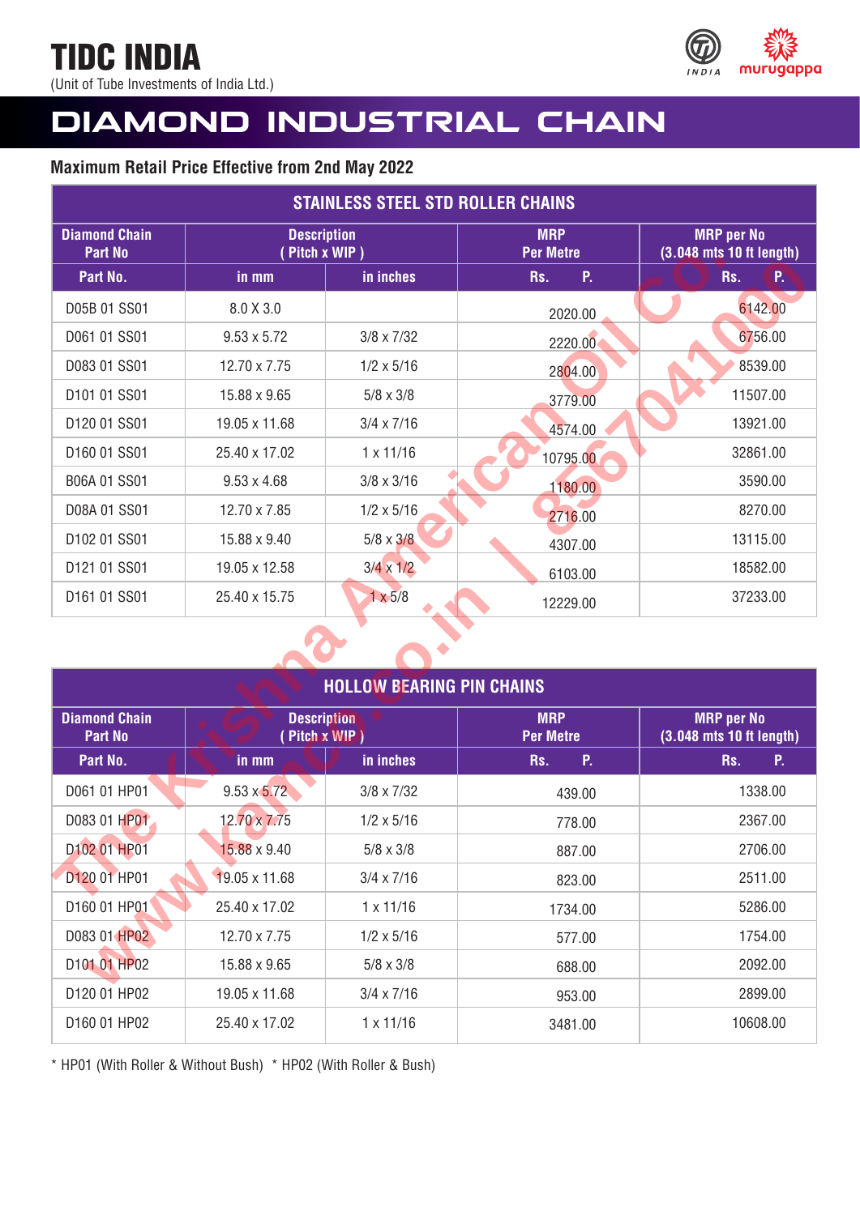# TIDC INDIA

(Unit of Tube Investments of India Ltd.)

# DIAMOND INDUSTRIAL CHAIN

**Maximum Retail Price Effective from 2nd May 2022**

| STAINLESS STEEL STD ROLLER CHAINS | | | | |
|---|---|---|---|---|
| Diamond Chain Part No | Description ( Pitch x WIP ) | | MRP Per Metre | MRP per No (3.048 mts 10 ft length) |
| Part No. | in mm | in inches | Rs. P. | Rs. P. |
| D05B 01 SS01 | 8.0 X 3.0 | | 2020.00 | 6142.00 |
| D061 01 SS01 | 9.53 x 5.72 | 3/8 x 7/32 | 2220.00 | 6756.00 |
| D083 01 SS01 | 12.70 x 7.75 | 1/2 x 5/16 | 2804.00 | 8539.00 |
| D101 01 SS01 | 15.88 x 9.65 | 5/8 x 3/8 | 3779.00 | 11507.00 |
| D120 01 SS01 | 19.05 x 11.68 | 3/4 x 7/16 | 4574.00 | 13921.00 |
| D160 01 SS01 | 25.40 x 17.02 | 1 x 11/16 | 10795.00 | 32861.00 |
| B06A 01 SS01 | 9.53 x 4.68 | 3/8 x 3/16 | 1180.00 | 3590.00 |
| D08A 01 SS01 | 12.70 x 7.85 | 1/2 x 5/16 | 2716.00 | 8270.00 |
| D102 01 SS01 | 15.88 x 9.40 | 5/8 x 3/8 | 4307.00 | 13115.00 |
| D121 01 SS01 | 19.05 x 12.58 | 3/4 x 1/2 | 6103.00 | 18582.00 |
| D161 01 SS01 | 25.40 x 15.75 | 1 x 5/8 | 12229.00 | 37233.00 |

| HOLLOW BEARING PIN CHAINS | | | | |
|---|---|---|---|---|
| Diamond Chain Part No | Description ( Pitch x WIP ) | | MRP Per Metre | MRP per No (3.048 mts 10 ft length) |
| Part No. | in mm | in inches | Rs. P. | Rs. P. |
| D061 01 HP01 | 9.53 x 5.72 | 3/8 x 7/32 | 439.00 | 1338.00 |
| D083 01 HP01 | 12.70 x 7.75 | 1/2 x 5/16 | 778.00 | 2367.00 |
| D102 01 HP01 | 15.88 x 9.40 | 5/8 x 3/8 | 887.00 | 2706.00 |
| D120 01 HP01 | 19.05 x 11.68 | 3/4 x 7/16 | 823.00 | 2511.00 |
| D160 01 HP01 | 25.40 x 17.02 | 1 x 11/16 | 1734.00 | 5286.00 |
| D083 01 HP02 | 12.70 x 7.75 | 1/2 x 5/16 | 577.00 | 1754.00 |
| D101 01 HP02 | 15.88 x 9.65 | 5/8 x 3/8 | 688.00 | 2092.00 |
| D120 01 HP02 | 19.05 x 11.68 | 3/4 x 7/16 | 953.00 | 2899.00 |
| D160 01 HP02 | 25.40 x 17.02 | 1 x 11/16 | 3481.00 | 10608.00 |

* HP01 (With Roller & Without Bush) * HP02 (With Roller & Bush)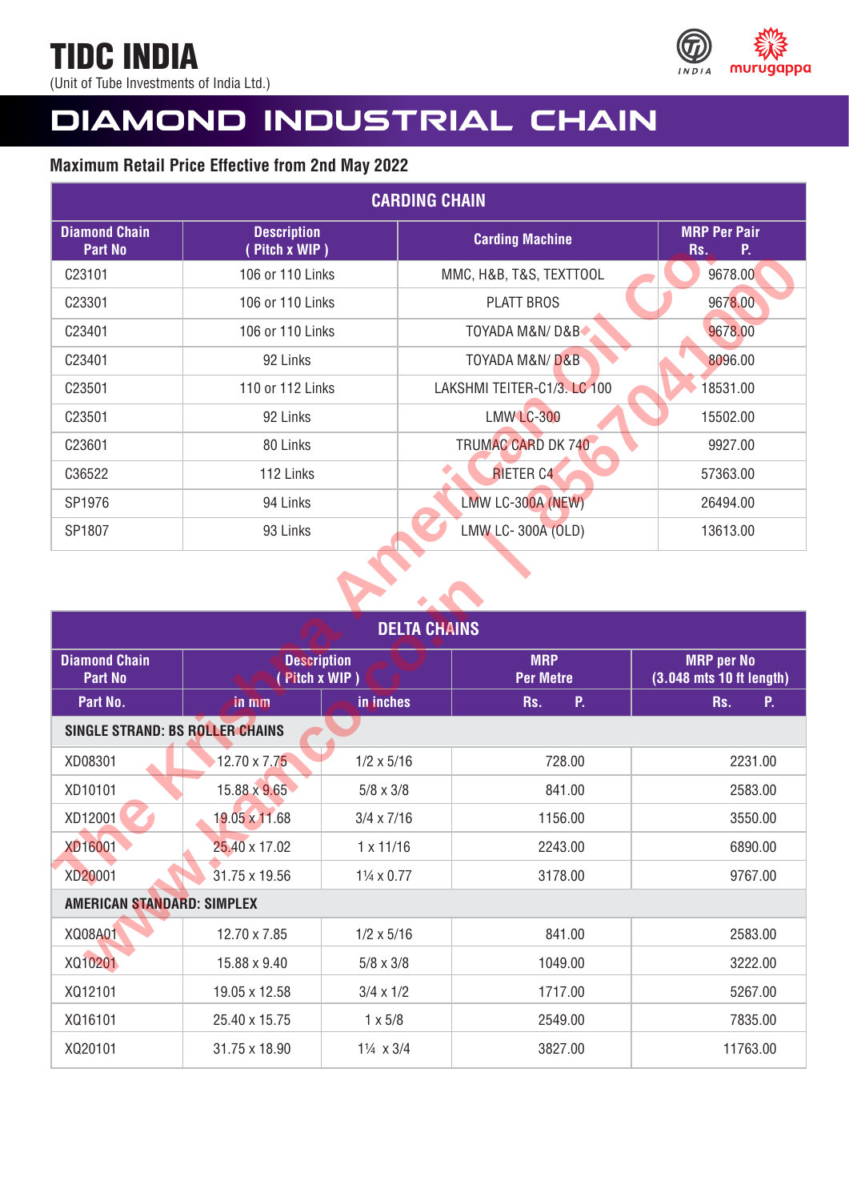# TIDC INDIA

(Unit of Tube Investments of India Ltd.)

# DIAMOND INDUSTRIAL CHAIN

**Maximum Retail Price Effective from 2nd May 2022**

## CARDING CHAIN

| Diamond Chain Part No | Description ( Pitch x WIP ) | Carding Machine | MRP Per Pair Rs. P. |
|---|---|---|---|
| C23101 | 106 or 110 Links | MMC, H&B, T&S, TEXTTOOL | 9678.00 |
| C23301 | 106 or 110 Links | PLATT BROS | 9678.00 |
| C23401 | 106 or 110 Links | TOYADA M&N/ D&B | 9678.00 |
| C23401 | 92 Links | TOYADA M&N/ D&B | 8096.00 |
| C23501 | 110 or 112 Links | LAKSHMI TEITER-C1/3. LC 100 | 18531.00 |
| C23501 | 92 Links | LMW LC-300 | 15502.00 |
| C23601 | 80 Links | TRUMAC CARD DK 740 | 9927.00 |
| C36522 | 112 Links | RIETER C4 | 57363.00 |
| SP1976 | 94 Links | LMW LC-300A (NEW) | 26494.00 |
| SP1807 | 93 Links | LMW LC- 300A (OLD) | 13613.00 |

## DELTA CHAINS

| Diamond Chain Part No | Description ( Pitch x WIP ) | | MRP Per Metre | MRP per No (3.048 mts 10 ft length) |
|---|---|---|---|---|
| Part No. | in mm | in inches | Rs. P. | Rs. P. |
| **SINGLE STRAND: BS ROLLER CHAINS** | | | | |
| XD08301 | 12.70 x 7.75 | 1/2 x 5/16 | 728.00 | 2231.00 |
| XD10101 | 15.88 x 9.65 | 5/8 x 3/8 | 841.00 | 2583.00 |
| XD12001 | 19.05 x 11.68 | 3/4 x 7/16 | 1156.00 | 3550.00 |
| XD16001 | 25.40 x 17.02 | 1 x 11/16 | 2243.00 | 6890.00 |
| XD20001 | 31.75 x 19.56 | 1¼ x 0.77 | 3178.00 | 9767.00 |
| **AMERICAN STANDARD: SIMPLEX** | | | | |
| XQ08A01 | 12.70 x 7.85 | 1/2 x 5/16 | 841.00 | 2583.00 |
| XQ10201 | 15.88 x 9.40 | 5/8 x 3/8 | 1049.00 | 3222.00 |
| XQ12101 | 19.05 x 12.58 | 3/4 x 1/2 | 1717.00 | 5267.00 |
| XQ16101 | 25.40 x 15.75 | 1 x 5/8 | 2549.00 | 7835.00 |
| XQ20101 | 31.75 x 18.90 | 1¼ x 3/4 | 3827.00 | 11763.00 |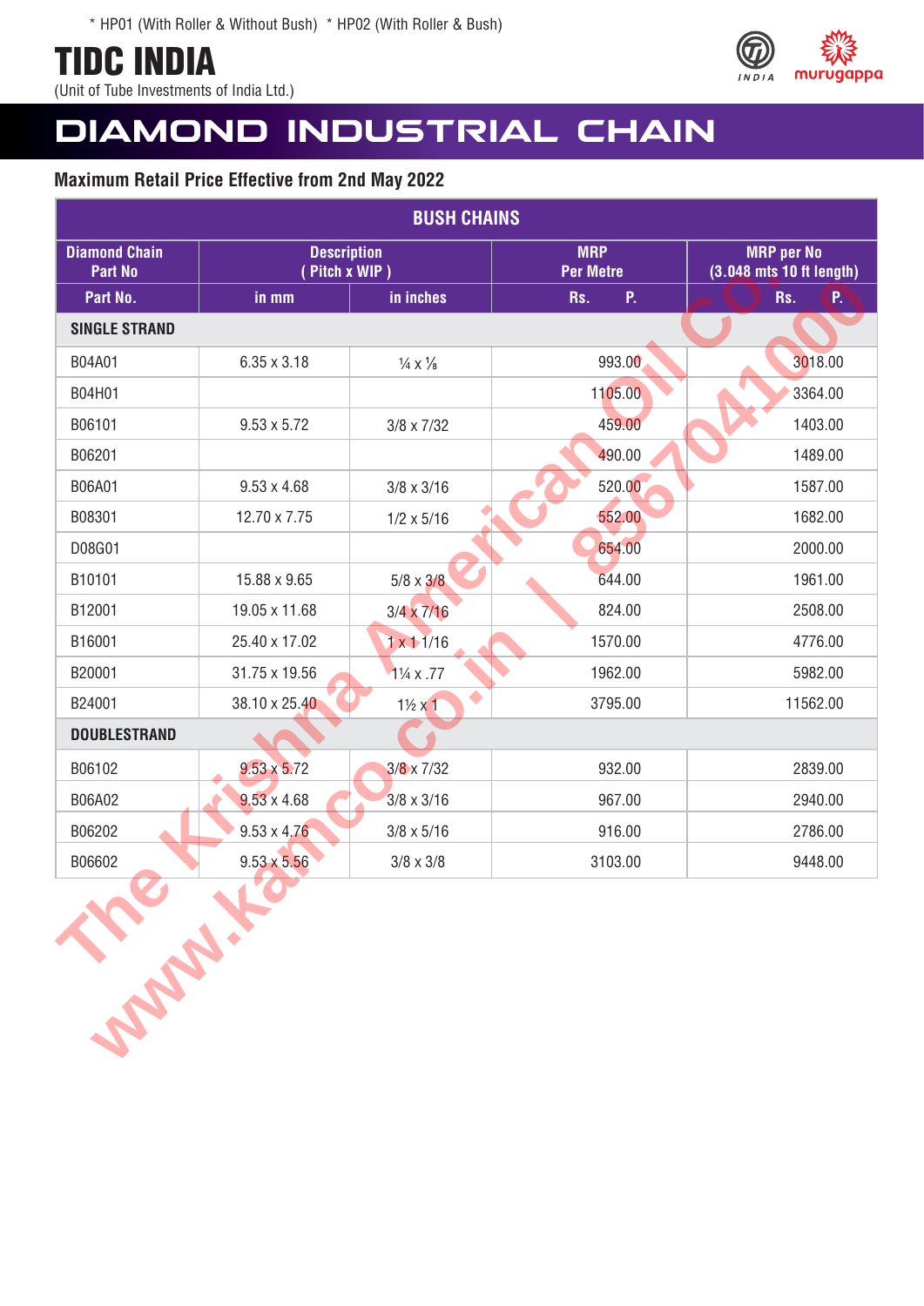\* HP01 (With Roller & Without Bush) \* HP02 (With Roller & Bush)

# TIDC INDIA

(Unit of Tube Investments of India Ltd.)

# DIAMOND INDUSTRIAL CHAIN

### Maximum Retail Price Effective from 2nd May 2022

| BUSH CHAINS | | | | |
|---|---|---|---|---|
| Diamond Chain Part No | Description ( Pitch x WIP ) | | MRP Per Metre | MRP per No (3.048 mts 10 ft length) |
| Part No. | in mm | in inches | Rs. P. | Rs. P. |
| **SINGLE STRAND** | | | | |
| B04A01 | 6.35 x 3.18 | ¼ x ⅛ | 993.00 | 3018.00 |
| B04H01 | | | 1105.00 | 3364.00 |
| B06101 | 9.53 x 5.72 | 3/8 x 7/32 | 459.00 | 1403.00 |
| B06201 | | | 490.00 | 1489.00 |
| B06A01 | 9.53 x 4.68 | 3/8 x 3/16 | 520.00 | 1587.00 |
| B08301 | 12.70 x 7.75 | 1/2 x 5/16 | 552.00 | 1682.00 |
| D08G01 | | | 654.00 | 2000.00 |
| B10101 | 15.88 x 9.65 | 5/8 x 3/8 | 644.00 | 1961.00 |
| B12001 | 19.05 x 11.68 | 3/4 x 7/16 | 824.00 | 2508.00 |
| B16001 | 25.40 x 17.02 | 1 x 1 1/16 | 1570.00 | 4776.00 |
| B20001 | 31.75 x 19.56 | 1¼ x .77 | 1962.00 | 5982.00 |
| B24001 | 38.10 x 25.40 | 1½ x 1 | 3795.00 | 11562.00 |
| **DOUBLESTRAND** | | | | |
| B06102 | 9.53 x 5.72 | 3/8 x 7/32 | 932.00 | 2839.00 |
| B06A02 | 9.53 x 4.68 | 3/8 x 3/16 | 967.00 | 2940.00 |
| B06202 | 9.53 x 4.76 | 3/8 x 5/16 | 916.00 | 2786.00 |
| B06602 | 9.53 x 5.56 | 3/8 x 3/8 | 3103.00 | 9448.00 |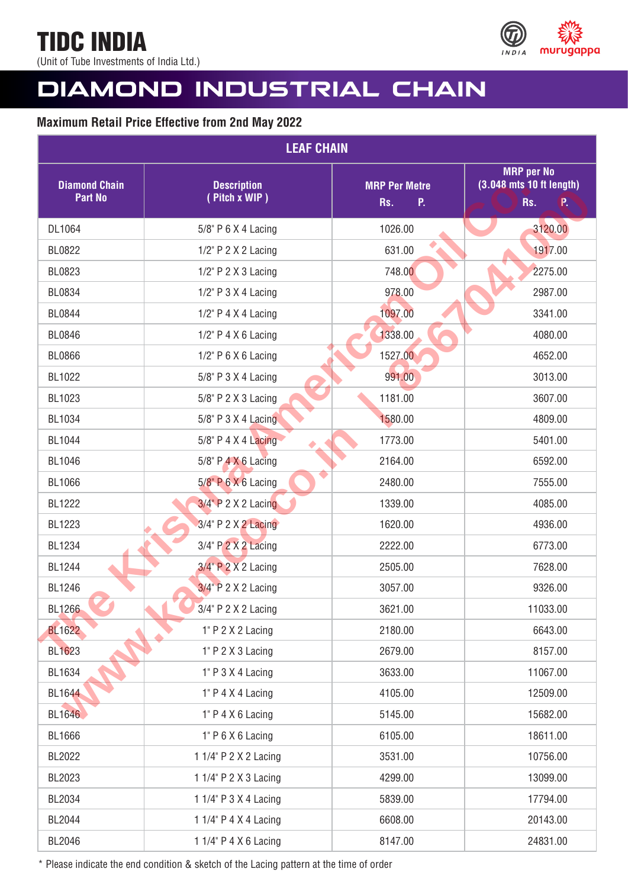# TIDC INDIA

(Unit of Tube Investments of India Ltd.)

## DIAMOND INDUSTRIAL CHAIN

### Maximum Retail Price Effective from 2nd May 2022

| LEAF CHAIN | | | |
|---|---|---|---|
| Diamond Chain Part No | Description ( Pitch x WIP ) | MRP Per Metre Rs. P. | MRP per No (3.048 mts 10 ft length) Rs. P. |
| DL1064 | 5/8" P 6 X 4 Lacing | 1026.00 | 3120.00 |
| BL0822 | 1/2" P 2 X 2 Lacing | 631.00 | 1917.00 |
| BL0823 | 1/2" P 2 X 3 Lacing | 748.00 | 2275.00 |
| BL0834 | 1/2" P 3 X 4 Lacing | 978.00 | 2987.00 |
| BL0844 | 1/2" P 4 X 4 Lacing | 1097.00 | 3341.00 |
| BL0846 | 1/2" P 4 X 6 Lacing | 1338.00 | 4080.00 |
| BL0866 | 1/2" P 6 X 6 Lacing | 1527.00 | 4652.00 |
| BL1022 | 5/8" P 3 X 4 Lacing | 991.00 | 3013.00 |
| BL1023 | 5/8" P 2 X 3 Lacing | 1181.00 | 3607.00 |
| BL1034 | 5/8" P 3 X 4 Lacing | 1580.00 | 4809.00 |
| BL1044 | 5/8" P 4 X 4 Lacing | 1773.00 | 5401.00 |
| BL1046 | 5/8" P 4 X 6 Lacing | 2164.00 | 6592.00 |
| BL1066 | 5/8" P 6 X 6 Lacing | 2480.00 | 7555.00 |
| BL1222 | 3/4" P 2 X 2 Lacing | 1339.00 | 4085.00 |
| BL1223 | 3/4" P 2 X 2 Lacing | 1620.00 | 4936.00 |
| BL1234 | 3/4" P 2 X 2 Lacing | 2222.00 | 6773.00 |
| BL1244 | 3/4" P 2 X 2 Lacing | 2505.00 | 7628.00 |
| BL1246 | 3/4" P 2 X 2 Lacing | 3057.00 | 9326.00 |
| BL1266 | 3/4" P 2 X 2 Lacing | 3621.00 | 11033.00 |
| BL1622 | 1" P 2 X 2 Lacing | 2180.00 | 6643.00 |
| BL1623 | 1" P 2 X 3 Lacing | 2679.00 | 8157.00 |
| BL1634 | 1" P 3 X 4 Lacing | 3633.00 | 11067.00 |
| BL1644 | 1" P 4 X 4 Lacing | 4105.00 | 12509.00 |
| BL1646 | 1" P 4 X 6 Lacing | 5145.00 | 15682.00 |
| BL1666 | 1" P 6 X 6 Lacing | 6105.00 | 18611.00 |
| BL2022 | 1 1/4" P 2 X 2 Lacing | 3531.00 | 10756.00 |
| BL2023 | 1 1/4" P 2 X 3 Lacing | 4299.00 | 13099.00 |
| BL2034 | 1 1/4" P 3 X 4 Lacing | 5839.00 | 17794.00 |
| BL2044 | 1 1/4" P 4 X 4 Lacing | 6608.00 | 20143.00 |
| BL2046 | 1 1/4" P 4 X 6 Lacing | 8147.00 | 24831.00 |

* Please indicate the end condition & sketch of the Lacing pattern at the time of order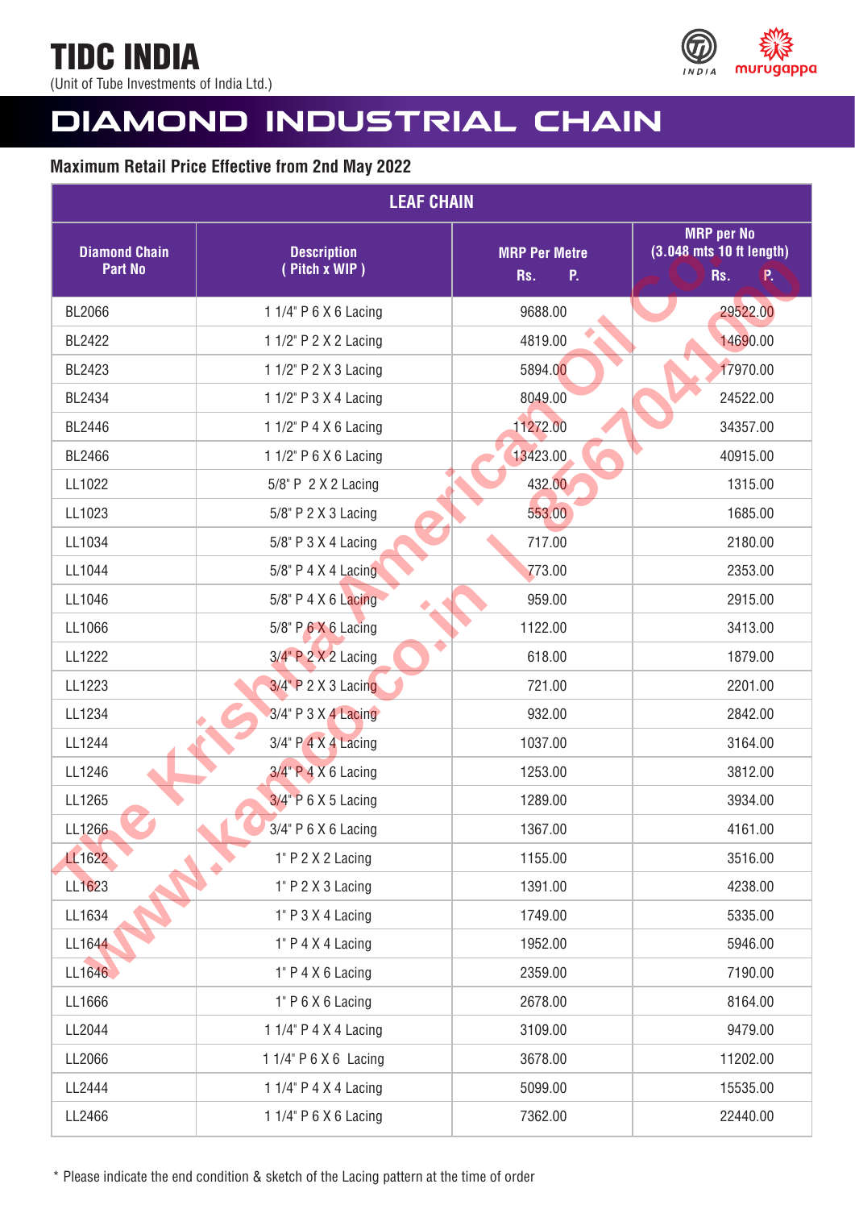# TIDC INDIA

(Unit of Tube Investments of India Ltd.)

# DIAMOND INDUSTRIAL CHAIN

**Maximum Retail Price Effective from 2nd May 2022**

| LEAF CHAIN | | | |
|---|---|---|---|
| **Diamond Chain Part No** | **Description ( Pitch x WIP )** | **MRP Per Metre Rs. P.** | **MRP per No (3.048 mts 10 ft length) Rs. P.** |
| BL2066 | 1 1/4" P 6 X 6 Lacing | 9688.00 | 29522.00 |
| BL2422 | 1 1/2" P 2 X 2 Lacing | 4819.00 | 14690.00 |
| BL2423 | 1 1/2" P 2 X 3 Lacing | 5894.00 | 17970.00 |
| BL2434 | 1 1/2" P 3 X 4 Lacing | 8049.00 | 24522.00 |
| BL2446 | 1 1/2" P 4 X 6 Lacing | 11272.00 | 34357.00 |
| BL2466 | 1 1/2" P 6 X 6 Lacing | 13423.00 | 40915.00 |
| LL1022 | 5/8" P 2 X 2 Lacing | 432.00 | 1315.00 |
| LL1023 | 5/8" P 2 X 3 Lacing | 553.00 | 1685.00 |
| LL1034 | 5/8" P 3 X 4 Lacing | 717.00 | 2180.00 |
| LL1044 | 5/8" P 4 X 4 Lacing | 773.00 | 2353.00 |
| LL1046 | 5/8" P 4 X 6 Lacing | 959.00 | 2915.00 |
| LL1066 | 5/8" P 6 X 6 Lacing | 1122.00 | 3413.00 |
| LL1222 | 3/4" P 2 X 2 Lacing | 618.00 | 1879.00 |
| LL1223 | 3/4" P 2 X 3 Lacing | 721.00 | 2201.00 |
| LL1234 | 3/4" P 3 X 4 Lacing | 932.00 | 2842.00 |
| LL1244 | 3/4" P 4 X 4 Lacing | 1037.00 | 3164.00 |
| LL1246 | 3/4" P 4 X 6 Lacing | 1253.00 | 3812.00 |
| LL1265 | 3/4" P 6 X 5 Lacing | 1289.00 | 3934.00 |
| LL1266 | 3/4" P 6 X 6 Lacing | 1367.00 | 4161.00 |
| LL1622 | 1" P 2 X 2 Lacing | 1155.00 | 3516.00 |
| LL1623 | 1" P 2 X 3 Lacing | 1391.00 | 4238.00 |
| LL1634 | 1" P 3 X 4 Lacing | 1749.00 | 5335.00 |
| LL1644 | 1" P 4 X 4 Lacing | 1952.00 | 5946.00 |
| LL1646 | 1" P 4 X 6 Lacing | 2359.00 | 7190.00 |
| LL1666 | 1" P 6 X 6 Lacing | 2678.00 | 8164.00 |
| LL2044 | 1 1/4" P 4 X 4 Lacing | 3109.00 | 9479.00 |
| LL2066 | 1 1/4" P 6 X 6 Lacing | 3678.00 | 11202.00 |
| LL2444 | 1 1/4" P 4 X 4 Lacing | 5099.00 | 15535.00 |
| LL2466 | 1 1/4" P 6 X 6 Lacing | 7362.00 | 22440.00 |

* Please indicate the end condition & sketch of the Lacing pattern at the time of order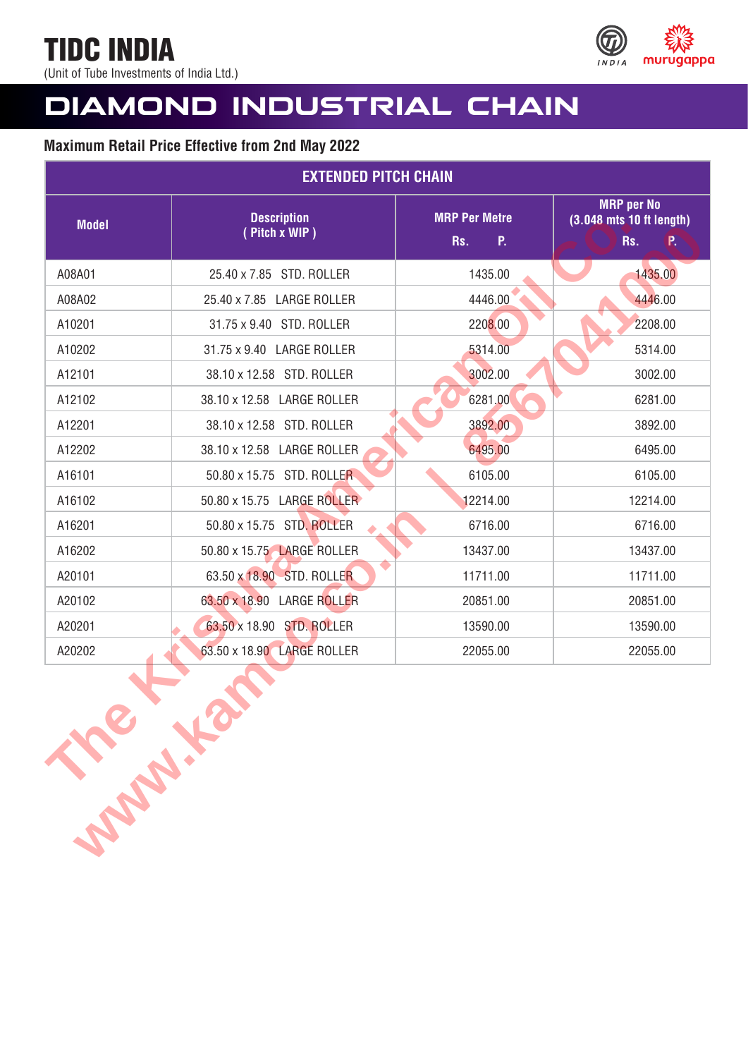# TIDC INDIA

(Unit of Tube Investments of India Ltd.)

## DIAMOND INDUSTRIAL CHAIN

**Maximum Retail Price Effective from 2nd May 2022**

| EXTENDED PITCH CHAIN | | | |
|---|---|---|---|
| **Model** | **Description ( Pitch x WIP )** | **MRP Per Metre Rs. P.** | **MRP per No (3.048 mts 10 ft length) Rs. P.** |
| A08A01 | 25.40 x 7.85 STD. ROLLER | 1435.00 | 1435.00 |
| A08A02 | 25.40 x 7.85 LARGE ROLLER | 4446.00 | 4446.00 |
| A10201 | 31.75 x 9.40 STD. ROLLER | 2208.00 | 2208.00 |
| A10202 | 31.75 x 9.40 LARGE ROLLER | 5314.00 | 5314.00 |
| A12101 | 38.10 x 12.58 STD. ROLLER | 3002.00 | 3002.00 |
| A12102 | 38.10 x 12.58 LARGE ROLLER | 6281.00 | 6281.00 |
| A12201 | 38.10 x 12.58 STD. ROLLER | 3892.00 | 3892.00 |
| A12202 | 38.10 x 12.58 LARGE ROLLER | 6495.00 | 6495.00 |
| A16101 | 50.80 x 15.75 STD. ROLLER | 6105.00 | 6105.00 |
| A16102 | 50.80 x 15.75 LARGE ROLLER | 12214.00 | 12214.00 |
| A16201 | 50.80 x 15.75 STD. ROLLER | 6716.00 | 6716.00 |
| A16202 | 50.80 x 15.75 LARGE ROLLER | 13437.00 | 13437.00 |
| A20101 | 63.50 x 18.90 STD. ROLLER | 11711.00 | 11711.00 |
| A20102 | 63.50 x 18.90 LARGE ROLLER | 20851.00 | 20851.00 |
| A20201 | 63.50 x 18.90 STD. ROLLER | 13590.00 | 13590.00 |
| A20202 | 63.50 x 18.90 LARGE ROLLER | 22055.00 | 22055.00 |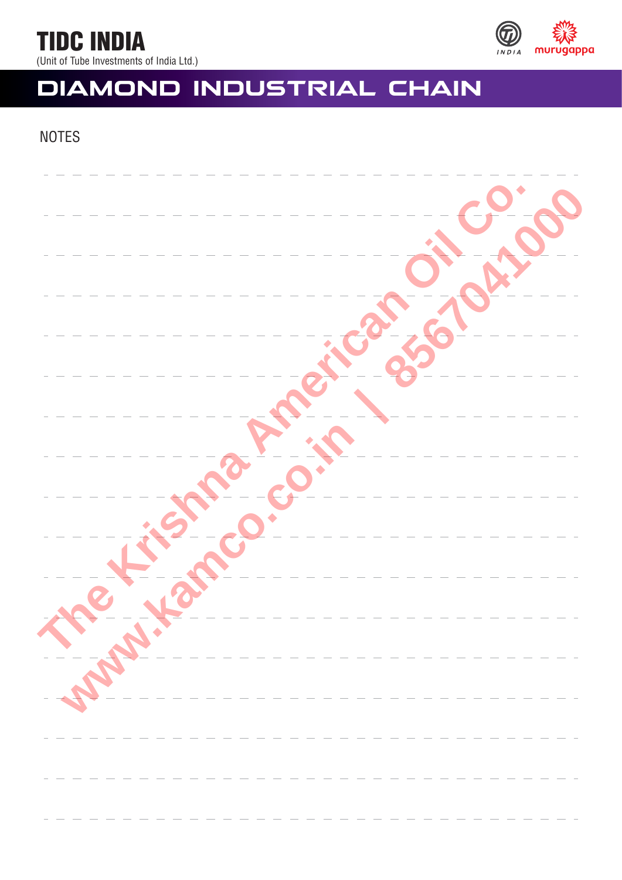# TIDC INDIA

(Unit of Tube Investments of India Ltd.)

## DIAMOND INDUSTRIAL CHAIN

NOTES

The Krishna American Oil Co.
www.kamco.co.in | 8567041000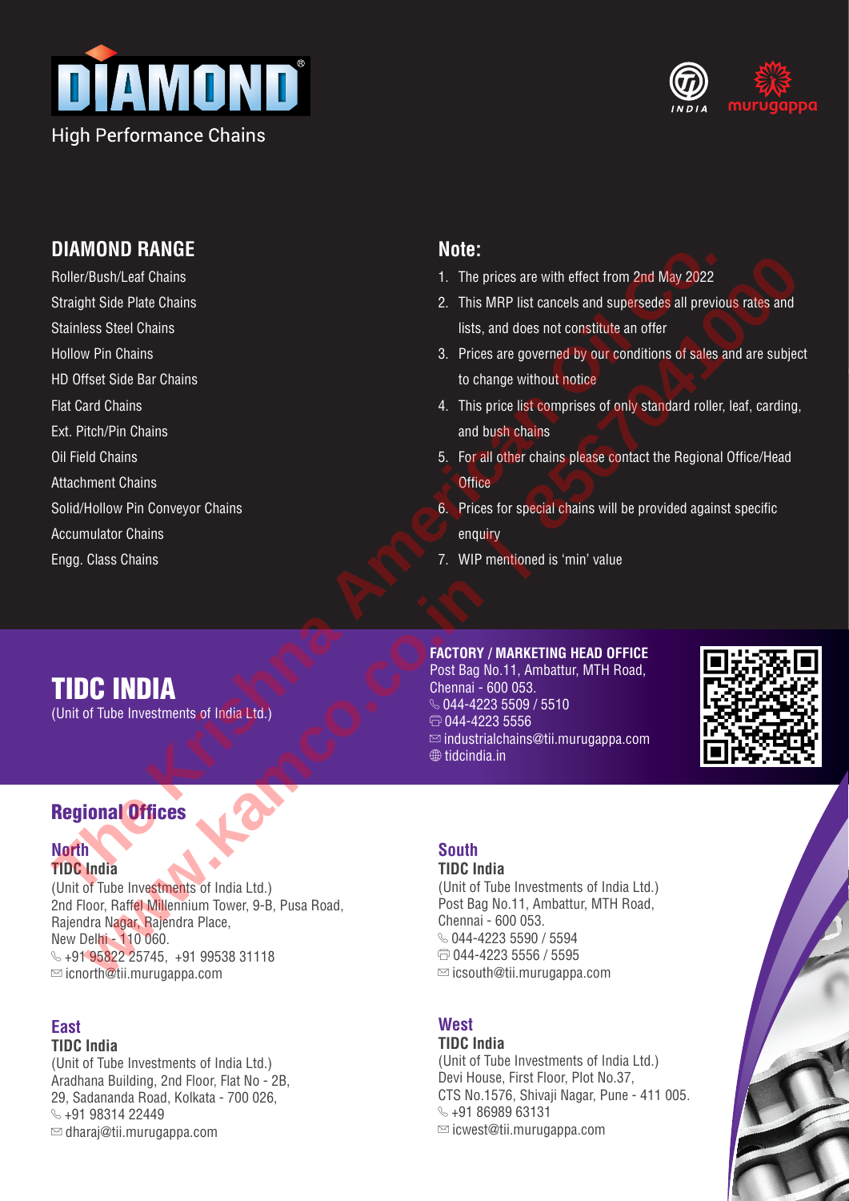# DIAMOND

High Performance Chains

## DIAMOND RANGE

Roller/Bush/Leaf Chains
Straight Side Plate Chains
Stainless Steel Chains
Hollow Pin Chains
HD Offset Side Bar Chains
Flat Card Chains
Ext. Pitch/Pin Chains
Oil Field Chains
Attachment Chains
Solid/Hollow Pin Conveyor Chains
Accumulator Chains
Engg. Class Chains

## Note:

1. The prices are with effect from 2nd May 2022
2. This MRP list cancels and supersedes all previous rates and lists, and does not constitute an offer
3. Prices are governed by our conditions of sales and are subject to change without notice
4. This price list comprises of only standard roller, leaf, carding, and bush chains
5. For all other chains please contact the Regional Office/Head Office
6. Prices for special chains will be provided against specific enquiry
7. WIP mentioned is 'min' value

## TIDC INDIA

(Unit of Tube Investments of India Ltd.)

**FACTORY / MARKETING HEAD OFFICE**
Post Bag No.11, Ambattur, MTH Road,
Chennai - 600 053.
044-4223 5509 / 5510
044-4223 5556
industrialchains@tii.murugappa.com
tidcindia.in

## Regional Offices

### North
**TIDC India**
(Unit of Tube Investments of India Ltd.)
2nd Floor, Raffel Millennium Tower, 9-B, Pusa Road,
Rajendra Nagar, Rajendra Place,
New Delhi - 110 060.
+91 95822 25745, +91 99538 31118
icnorth@tii.murugappa.com

### South
**TIDC India**
(Unit of Tube Investments of India Ltd.)
Post Bag No.11, Ambattur, MTH Road,
Chennai - 600 053.
044-4223 5590 / 5594
044-4223 5556 / 5595
icsouth@tii.murugappa.com

### East
**TIDC India**
(Unit of Tube Investments of India Ltd.)
Aradhana Building, 2nd Floor, Flat No - 2B,
29, Sadananda Road, Kolkata - 700 026,
+91 98314 22449
dharaj@tii.murugappa.com

### West
**TIDC India**
(Unit of Tube Investments of India Ltd.)
Devi House, First Floor, Plot No.37,
CTS No.1576, Shivaji Nagar, Pune - 411 005.
+91 86989 63131
icwest@tii.murugappa.com